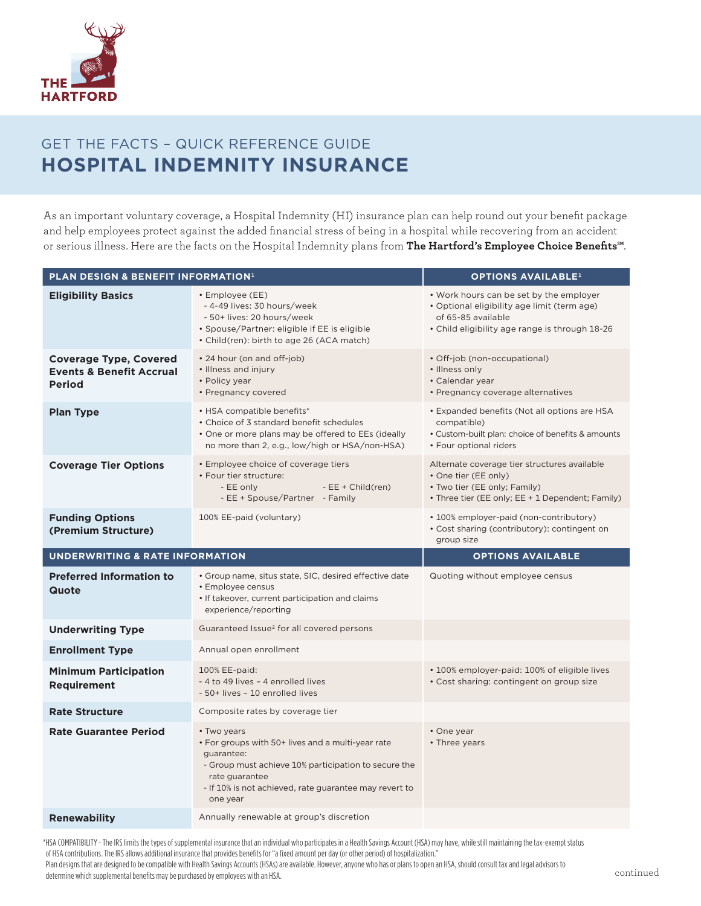THE HARTFORD

## GET THE FACTS – QUICK REFERENCE GUIDE

# HOSPITAL INDEMNITY INSURANCE

As an important voluntary coverage, a Hospital Indemnity (HI) insurance plan can help round out your benefit package and help employees protect against the added financial stress of being in a hospital while recovering from an accident or serious illness. Here are the facts on the Hospital Indemnity plans from **The Hartford's Employee Choice Benefits℠**.

| PLAN DESIGN & BENEFIT INFORMATION[1] | | OPTIONS AVAILABLE[1] |
|---|---|---|
| **Eligibility Basics** | • Employee (EE)<br>- 4-49 lives: 30 hours/week<br>- 50+ lives: 20 hours/week<br>• Spouse/Partner: eligible if EE is eligible<br>• Child(ren): birth to age 26 (ACA match) | • Work hours can be set by the employer<br>• Optional eligibility age limit (term age) of 65-85 available<br>• Child eligibility age range is through 18-26 |
| **Coverage Type, Covered Events & Benefit Accrual Period** | • 24 hour (on and off-job)<br>• Illness and injury<br>• Policy year<br>• Pregnancy covered | • Off-job (non-occupational)<br>• Illness only<br>• Calendar year<br>• Pregnancy coverage alternatives |
| **Plan Type** | • HSA compatible benefits*<br>• Choice of 3 standard benefit schedules<br>• One or more plans may be offered to EEs (ideally no more than 2, e.g., low/high or HSA/non-HSA) | • Expanded benefits (Not all options are HSA compatible)<br>• Custom-built plan: choice of benefits & amounts<br>• Four optional riders |
| **Coverage Tier Options** | • Employee choice of coverage tiers<br>• Four tier structure:<br>- EE only<br>- EE + Spouse/Partner<br>- EE + Child(ren)<br>- Family | Alternate coverage tier structures available<br>• One tier (EE only)<br>• Two tier (EE only; Family)<br>• Three tier (EE only; EE + 1 Dependent; Family) |
| **Funding Options (Premium Structure)** | 100% EE-paid (voluntary) | • 100% employer-paid (non-contributory)<br>• Cost sharing (contributory): contingent on group size |
| **UNDERWRITING & RATE INFORMATION** | | **OPTIONS AVAILABLE** |
| **Preferred Information to Quote** | • Group name, situs state, SIC, desired effective date<br>• Employee census<br>• If takeover, current participation and claims experience/reporting | Quoting without employee census |
| **Underwriting Type** | Guaranteed Issue[2] for all covered persons | |
| **Enrollment Type** | Annual open enrollment | |
| **Minimum Participation Requirement** | 100% EE-paid:<br>- 4 to 49 lives – 4 enrolled lives<br>- 50+ lives – 10 enrolled lives | • 100% employer-paid: 100% of eligible lives<br>• Cost sharing: contingent on group size |
| **Rate Structure** | Composite rates by coverage tier | |
| **Rate Guarantee Period** | • Two years<br>• For groups with 50+ lives and a multi-year rate guarantee:<br>- Group must achieve 10% participation to secure the rate guarantee<br>- If 10% is not achieved, rate guarantee may revert to one year | • One year<br>• Three years |
| **Renewability** | Annually renewable at group's discretion | |

*HSA COMPATIBILITY - The IRS limits the types of supplemental insurance that an individual who participates in a Health Savings Account (HSA) may have, while still maintaining the tax-exempt status of HSA contributions. The IRS allows additional insurance that provides benefits for "a fixed amount per day (or other period) of hospitalization."
Plan designs that are designed to be compatible with Health Savings Accounts (HSAs) are available. However, anyone who has or plans to open an HSA, should consult tax and legal advisors to determine which supplemental benefits may be purchased by employees with an HSA.

continued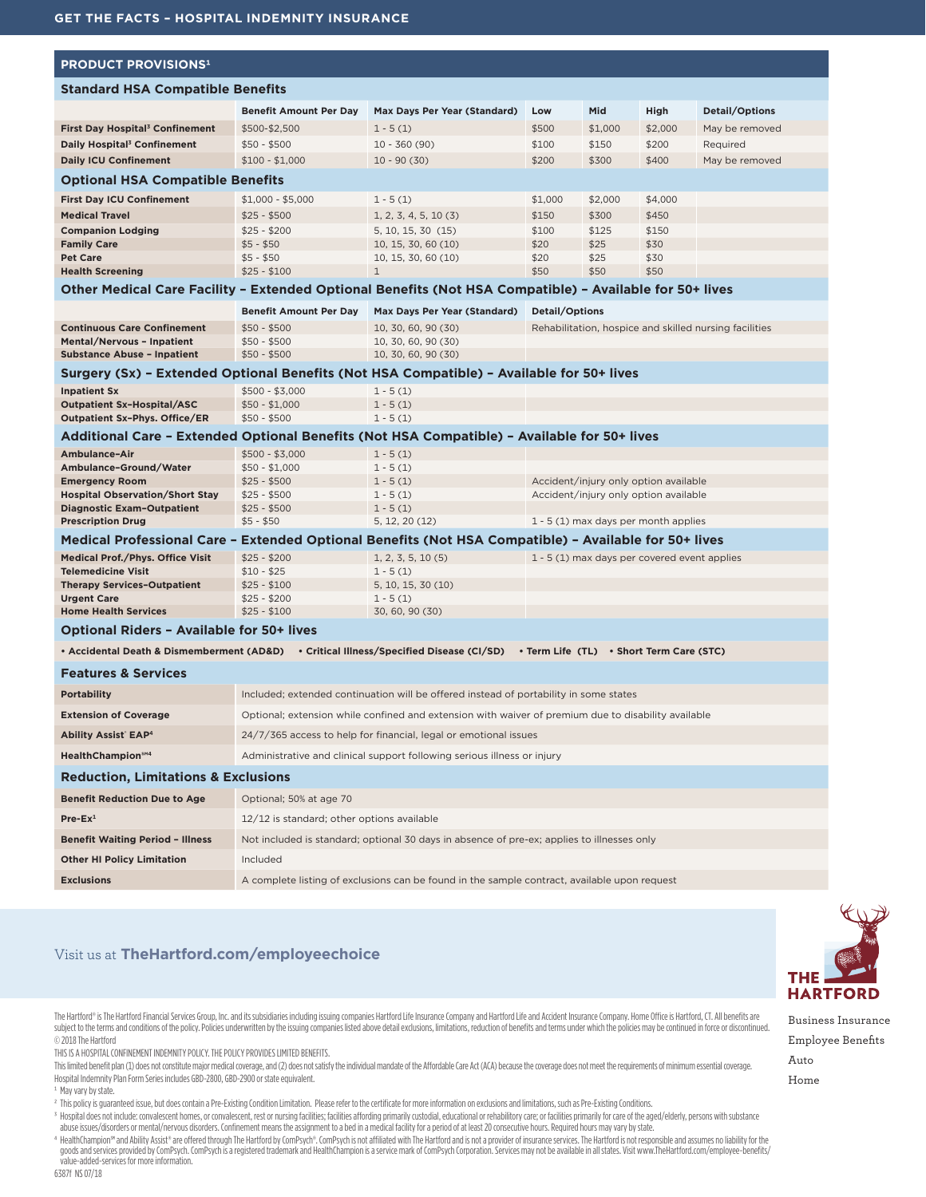## PRODUCT PROVISIONS[1]

### Standard HSA Compatible Benefits

| | Benefit Amount Per Day | Max Days Per Year (Standard) | Low | Mid | High | Detail/Options |
|---|---|---|---|---|---|---|
| **First Day Hospital[3] Confinement** | $500-$2,500 | 1 - 5 (1) | $500 | $1,000 | $2,000 | May be removed |
| **Daily Hospital[3] Confinement** | $50 - $500 | 10 - 360 (90) | $100 | $150 | $200 | Required |
| **Daily ICU Confinement** | $100 - $1,000 | 10 - 90 (30) | $200 | $300 | $400 | May be removed |

### Optional HSA Compatible Benefits

| | Benefit Amount Per Day | Max Days Per Year (Standard) | Low | Mid | High | Detail/Options |
|---|---|---|---|---|---|---|
| **First Day ICU Confinement** | $1,000 - $5,000 | 1 - 5 (1) | $1,000 | $2,000 | $4,000 | |
| **Medical Travel** | $25 - $500 | 1, 2, 3, 4, 5, 10 (3) | $150 | $300 | $450 | |
| **Companion Lodging** | $25 - $200 | 5, 10, 15, 30 (15) | $100 | $125 | $150 | |
| **Family Care** | $5 - $50 | 10, 15, 30, 60 (10) | $20 | $25 | $30 | |
| **Pet Care** | $5 - $50 | 10, 15, 30, 60 (10) | $20 | $25 | $30 | |
| **Health Screening** | $25 - $100 | 1 | $50 | $50 | $50 | |

### Other Medical Care Facility – Extended Optional Benefits (Not HSA Compatible) – Available for 50+ lives

| | Benefit Amount Per Day | Max Days Per Year (Standard) | Detail/Options |
|---|---|---|---|
| **Continuous Care Confinement** | $50 - $500 | 10, 30, 60, 90 (30) | Rehabilitation, hospice and skilled nursing facilities |
| **Mental/Nervous – Inpatient** | $50 - $500 | 10, 30, 60, 90 (30) | |
| **Substance Abuse – Inpatient** | $50 - $500 | 10, 30, 60, 90 (30) | |

### Surgery (Sx) – Extended Optional Benefits (Not HSA Compatible) – Available for 50+ lives

| | Benefit Amount Per Day | Max Days Per Year (Standard) | Detail/Options |
|---|---|---|---|
| **Inpatient Sx** | $500 - $3,000 | 1 - 5 (1) | |
| **Outpatient Sx–Hospital/ASC** | $50 - $1,000 | 1 - 5 (1) | |
| **Outpatient Sx–Phys. Office/ER** | $50 - $500 | 1 - 5 (1) | |

### Additional Care – Extended Optional Benefits (Not HSA Compatible) – Available for 50+ lives

| | Benefit Amount Per Day | Max Days Per Year (Standard) | Detail/Options |
|---|---|---|---|
| **Ambulance–Air** | $500 - $3,000 | 1 - 5 (1) | |
| **Ambulance–Ground/Water** | $50 - $1,000 | 1 - 5 (1) | |
| **Emergency Room** | $25 - $500 | 1 - 5 (1) | Accident/injury only option available |
| **Hospital Observation/Short Stay** | $25 - $500 | 1 - 5 (1) | Accident/injury only option available |
| **Diagnostic Exam–Outpatient** | $25 - $500 | 1 - 5 (1) | |
| **Prescription Drug** | $5 - $50 | 5, 12, 20 (12) | 1 - 5 (1) max days per month applies |

### Medical Professional Care – Extended Optional Benefits (Not HSA Compatible) – Available for 50+ lives

| | Benefit Amount Per Day | Max Days Per Year (Standard) | Detail/Options |
|---|---|---|---|
| **Medical Prof./Phys. Office Visit** | $25 - $200 | 1, 2, 3, 5, 10 (5) | 1 - 5 (1) max days per covered event applies |
| **Telemedicine Visit** | $10 - $25 | 1 - 5 (1) | |
| **Therapy Services–Outpatient** | $25 - $100 | 5, 10, 15, 30 (10) | |
| **Urgent Care** | $25 - $200 | 1 - 5 (1) | |
| **Home Health Services** | $25 - $100 | 30, 60, 90 (30) | |

### Optional Riders – Available for 50+ lives

- **Accidental Death & Dismemberment (AD&D)**
- **Critical Illness/Specified Disease (CI/SD)**
- **Term Life (TL)**
- **Short Term Care (STC)**

### Features & Services

| | |
|---|---|
| **Portability** | Included; extended continuation will be offered instead of portability in some states |
| **Extension of Coverage** | Optional; extension while confined and extension with waiver of premium due to disability available |
| **Ability Assist® EAP[4]** | 24/7/365 access to help for financial, legal or emotional issues |
| **HealthChampion℠[4]** | Administrative and clinical support following serious illness or injury |

### Reduction, Limitations & Exclusions

| | |
|---|---|
| **Benefit Reduction Due to Age** | Optional; 50% at age 70 |
| **Pre-Ex[1]** | 12/12 is standard; other options available |
| **Benefit Waiting Period – Illness** | Not included is standard; optional 30 days in absence of pre-ex; applies to illnesses only |
| **Other HI Policy Limitation** | Included |
| **Exclusions** | A complete listing of exclusions can be found in the sample contract, available upon request |

Visit us at **TheHartford.com/employeechoice**

THE HARTFORD

Business Insurance
Employee Benefits
Auto
Home

The Hartford® is The Hartford Financial Services Group, Inc. and its subsidiaries including issuing companies Hartford Life Insurance Company and Hartford Life and Accident Insurance Company. Home Office is Hartford, CT. All benefits are subject to the terms and conditions of the policy. Policies underwritten by the issuing companies listed above detail exclusions, limitations, reduction of benefits and terms under which the policies may be continued in force or discontinued. © 2018 The Hartford

THIS IS A HOSPITAL CONFINEMENT INDEMNITY POLICY. THE POLICY PROVIDES LIMITED BENEFITS.

This limited benefit plan (1) does not constitute major medical coverage, and (2) does not satisfy the individual mandate of the Affordable Care Act (ACA) because the coverage does not meet the requirements of minimum essential coverage. Hospital Indemnity Plan Form Series includes GBD-2800, GBD-2900 or state equivalent.

[1] May vary by state.

[2] This policy is guaranteed issue, but does contain a Pre-Existing Condition Limitation. Please refer to the certificate for more information on exclusions and limitations, such as Pre-Existing Conditions.

[3] Hospital does not include: convalescent homes, or convalescent, rest or nursing facilities; facilities affording primarily custodial, educational or rehabilitory care; or facilities primarily for care of the aged/elderly, persons with substance abuse issues/disorders or mental/nervous disorders. Confinement means the assignment to a bed in a medical facility for a period of at least 20 consecutive hours. Required hours may vary by state.

[4] HealthChampion℠ and Ability Assist® are offered through The Hartford by ComPsych®. ComPsych is not affiliated with The Hartford and is not a provider of insurance services. The Hartford is not responsible and assumes no liability for the goods and services provided by ComPsych. ComPsych is a registered trademark and HealthChampion is a service mark of ComPsych Corporation. Services may not be available in all states. Visit www.TheHartford.com/employee-benefits/value-added-services for more information.

6387f NS 07/18